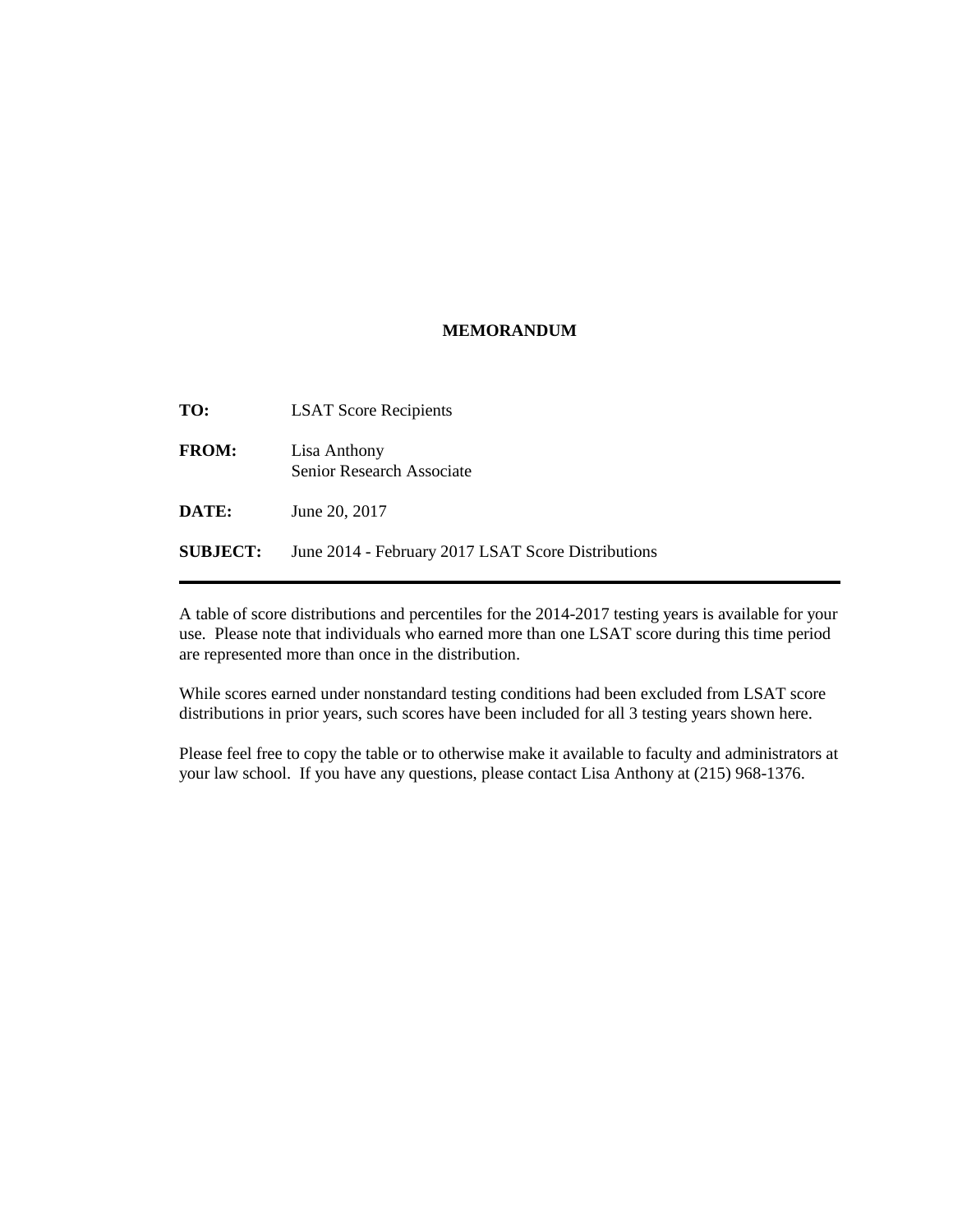# MEMORANDUM

**TO:** LSAT Score Recipients

**FROM:** Lisa Anthony
Senior Research Associate

**DATE:** June 20, 2017

**SUBJECT:** June 2014 - February 2017 LSAT Score Distributions

---

A table of score distributions and percentiles for the 2014-2017 testing years is available for your use. Please note that individuals who earned more than one LSAT score during this time period are represented more than once in the distribution.

While scores earned under nonstandard testing conditions had been excluded from LSAT score distributions in prior years, such scores have been included for all 3 testing years shown here.

Please feel free to copy the table or to otherwise make it available to faculty and administrators at your law school. If you have any questions, please contact Lisa Anthony at (215) 968-1376.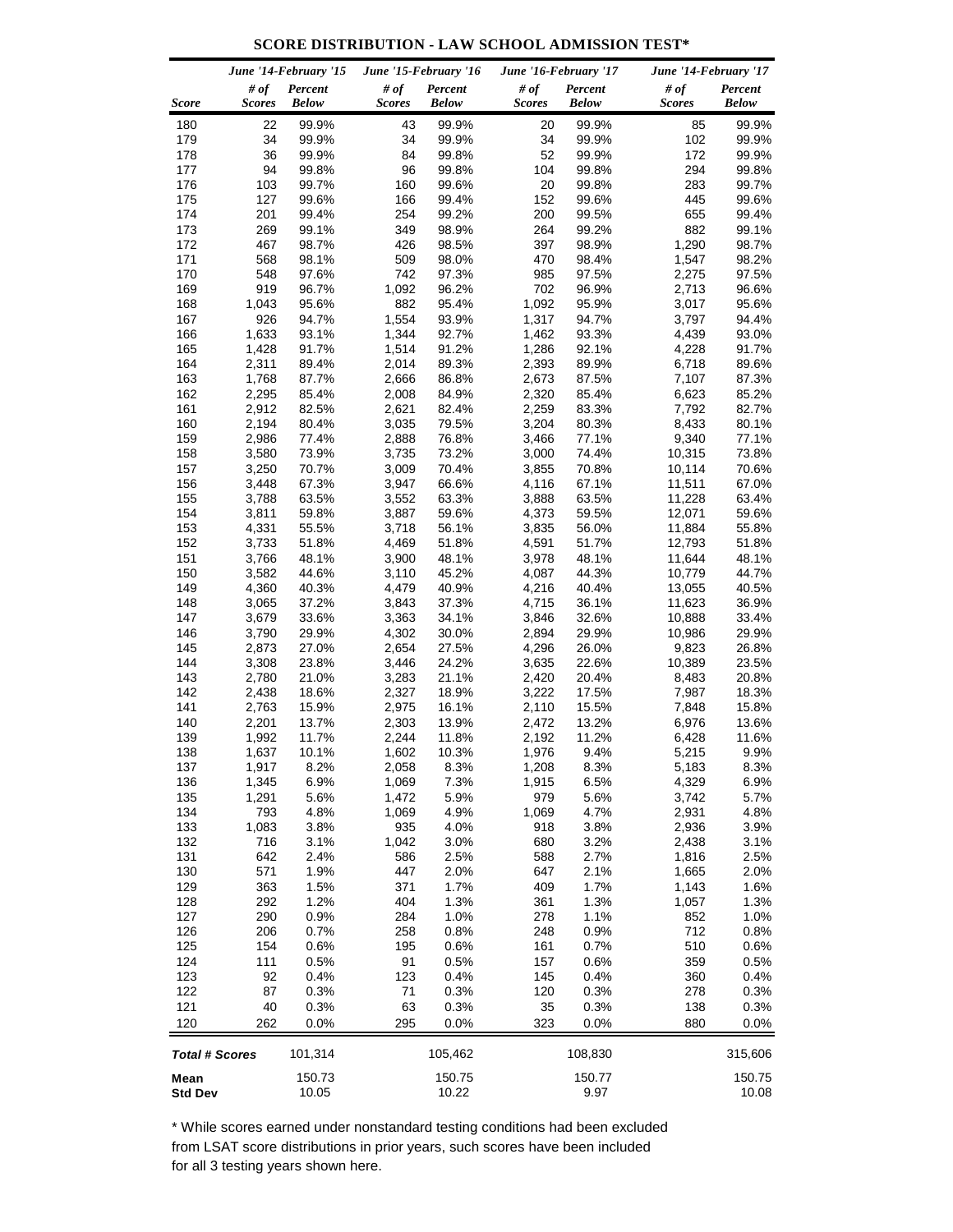## SCORE DISTRIBUTION - LAW SCHOOL ADMISSION TEST*

| | June '14-February '15 | | June '15-February '16 | | June '16-February '17 | | June '14-February '17 | |
|---|---|---|---|---|---|---|---|---|
| *Score* | *# of Scores* | *Percent Below* | *# of Scores* | *Percent Below* | *# of Scores* | *Percent Below* | *# of Scores* | *Percent Below* |
| 180 | 22 | 99.9% | 43 | 99.9% | 20 | 99.9% | 85 | 99.9% |
| 179 | 34 | 99.9% | 34 | 99.9% | 34 | 99.9% | 102 | 99.9% |
| 178 | 36 | 99.9% | 84 | 99.8% | 52 | 99.9% | 172 | 99.9% |
| 177 | 94 | 99.8% | 96 | 99.8% | 104 | 99.8% | 294 | 99.8% |
| 176 | 103 | 99.7% | 160 | 99.6% | 20 | 99.8% | 283 | 99.7% |
| 175 | 127 | 99.6% | 166 | 99.4% | 152 | 99.6% | 445 | 99.6% |
| 174 | 201 | 99.4% | 254 | 99.2% | 200 | 99.5% | 655 | 99.4% |
| 173 | 269 | 99.1% | 349 | 98.9% | 264 | 99.2% | 882 | 99.1% |
| 172 | 467 | 98.7% | 426 | 98.5% | 397 | 98.9% | 1,290 | 98.7% |
| 171 | 568 | 98.1% | 509 | 98.0% | 470 | 98.4% | 1,547 | 98.2% |
| 170 | 548 | 97.6% | 742 | 97.3% | 985 | 97.5% | 2,275 | 97.5% |
| 169 | 919 | 96.7% | 1,092 | 96.2% | 702 | 96.9% | 2,713 | 96.6% |
| 168 | 1,043 | 95.6% | 882 | 95.4% | 1,092 | 95.9% | 3,017 | 95.6% |
| 167 | 926 | 94.7% | 1,554 | 93.9% | 1,317 | 94.7% | 3,797 | 94.4% |
| 166 | 1,633 | 93.1% | 1,344 | 92.7% | 1,462 | 93.3% | 4,439 | 93.0% |
| 165 | 1,428 | 91.7% | 1,514 | 91.2% | 1,286 | 92.1% | 4,228 | 91.7% |
| 164 | 2,311 | 89.4% | 2,014 | 89.3% | 2,393 | 89.9% | 6,718 | 89.6% |
| 163 | 1,768 | 87.7% | 2,666 | 86.8% | 2,673 | 87.5% | 7,107 | 87.3% |
| 162 | 2,295 | 85.4% | 2,008 | 84.9% | 2,320 | 85.4% | 6,623 | 85.2% |
| 161 | 2,912 | 82.5% | 2,621 | 82.4% | 2,259 | 83.3% | 7,792 | 82.7% |
| 160 | 2,194 | 80.4% | 3,035 | 79.5% | 3,204 | 80.3% | 8,433 | 80.1% |
| 159 | 2,986 | 77.4% | 2,888 | 76.8% | 3,466 | 77.1% | 9,340 | 77.1% |
| 158 | 3,580 | 73.9% | 3,735 | 73.2% | 3,000 | 74.4% | 10,315 | 73.8% |
| 157 | 3,250 | 70.7% | 3,009 | 70.4% | 3,855 | 70.8% | 10,114 | 70.6% |
| 156 | 3,448 | 67.3% | 3,947 | 66.6% | 4,116 | 67.1% | 11,511 | 67.0% |
| 155 | 3,788 | 63.5% | 3,552 | 63.3% | 3,888 | 63.5% | 11,228 | 63.4% |
| 154 | 3,811 | 59.8% | 3,887 | 59.6% | 4,373 | 59.5% | 12,071 | 59.6% |
| 153 | 4,331 | 55.5% | 3,718 | 56.1% | 3,835 | 56.0% | 11,884 | 55.8% |
| 152 | 3,733 | 51.8% | 4,469 | 51.8% | 4,591 | 51.7% | 12,793 | 51.8% |
| 151 | 3,766 | 48.1% | 3,900 | 48.1% | 3,978 | 48.1% | 11,644 | 48.1% |
| 150 | 3,582 | 44.6% | 3,110 | 45.2% | 4,087 | 44.3% | 10,779 | 44.7% |
| 149 | 4,360 | 40.3% | 4,479 | 40.9% | 4,216 | 40.4% | 13,055 | 40.5% |
| 148 | 3,065 | 37.2% | 3,843 | 37.3% | 4,715 | 36.1% | 11,623 | 36.9% |
| 147 | 3,679 | 33.6% | 3,363 | 34.1% | 3,846 | 32.6% | 10,888 | 33.4% |
| 146 | 3,790 | 29.9% | 4,302 | 30.0% | 2,894 | 29.9% | 10,986 | 29.9% |
| 145 | 2,873 | 27.0% | 2,654 | 27.5% | 4,296 | 26.0% | 9,823 | 26.8% |
| 144 | 3,308 | 23.8% | 3,446 | 24.2% | 3,635 | 22.6% | 10,389 | 23.5% |
| 143 | 2,780 | 21.0% | 3,283 | 21.1% | 2,420 | 20.4% | 8,483 | 20.8% |
| 142 | 2,438 | 18.6% | 2,327 | 18.9% | 3,222 | 17.5% | 7,987 | 18.3% |
| 141 | 2,763 | 15.9% | 2,975 | 16.1% | 2,110 | 15.5% | 7,848 | 15.8% |
| 140 | 2,201 | 13.7% | 2,303 | 13.9% | 2,472 | 13.2% | 6,976 | 13.6% |
| 139 | 1,992 | 11.7% | 2,244 | 11.8% | 2,192 | 11.2% | 6,428 | 11.6% |
| 138 | 1,637 | 10.1% | 1,602 | 10.3% | 1,976 | 9.4% | 5,215 | 9.9% |
| 137 | 1,917 | 8.2% | 2,058 | 8.3% | 1,208 | 8.3% | 5,183 | 8.3% |
| 136 | 1,345 | 6.9% | 1,069 | 7.3% | 1,915 | 6.5% | 4,329 | 6.9% |
| 135 | 1,291 | 5.6% | 1,472 | 5.9% | 979 | 5.6% | 3,742 | 5.7% |
| 134 | 793 | 4.8% | 1,069 | 4.9% | 1,069 | 4.7% | 2,931 | 4.8% |
| 133 | 1,083 | 3.8% | 935 | 4.0% | 918 | 3.8% | 2,936 | 3.9% |
| 132 | 716 | 3.1% | 1,042 | 3.0% | 680 | 3.2% | 2,438 | 3.1% |
| 131 | 642 | 2.4% | 586 | 2.5% | 588 | 2.7% | 1,816 | 2.5% |
| 130 | 571 | 1.9% | 447 | 2.0% | 647 | 2.1% | 1,665 | 2.0% |
| 129 | 363 | 1.5% | 371 | 1.7% | 409 | 1.7% | 1,143 | 1.6% |
| 128 | 292 | 1.2% | 404 | 1.3% | 361 | 1.3% | 1,057 | 1.3% |
| 127 | 290 | 0.9% | 284 | 1.0% | 278 | 1.1% | 852 | 1.0% |
| 126 | 206 | 0.7% | 258 | 0.8% | 248 | 0.9% | 712 | 0.8% |
| 125 | 154 | 0.6% | 195 | 0.6% | 161 | 0.7% | 510 | 0.6% |
| 124 | 111 | 0.5% | 91 | 0.5% | 157 | 0.6% | 359 | 0.5% |
| 123 | 92 | 0.4% | 123 | 0.4% | 145 | 0.4% | 360 | 0.4% |
| 122 | 87 | 0.3% | 71 | 0.3% | 120 | 0.3% | 278 | 0.3% |
| 121 | 40 | 0.3% | 63 | 0.3% | 35 | 0.3% | 138 | 0.3% |
| 120 | 262 | 0.0% | 295 | 0.0% | 323 | 0.0% | 880 | 0.0% |
| ***Total # Scores*** | 101,314 | | 105,462 | | 108,830 | | 315,606 | |
| **Mean** | 150.73 | | 150.75 | | 150.77 | | 150.75 | |
| **Std Dev** | 10.05 | | 10.22 | | 9.97 | | 10.08 | |

* While scores earned under nonstandard testing conditions had been excluded from LSAT score distributions in prior years, such scores have been included for all 3 testing years shown here.